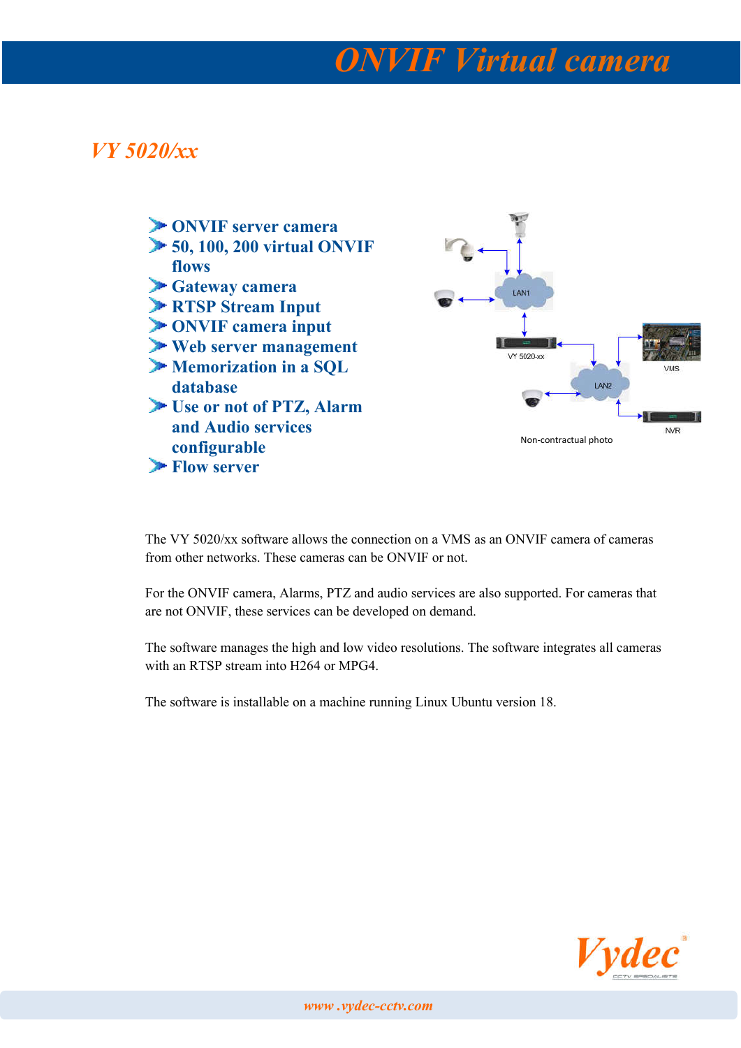# ONVIF Virtual camera

## VY 5020/xx

- ONVIF server camera
- 50, 100, 200 virtual ONVIF flows
- Gateway camera
- RTSP Stream Input
- ONVIF camera input
- Web server management
- Memorization in a SQL database
- Use or not of PTZ, Alarm and Audio services configurable
- Flow server

Non-contractual photo

The VY 5020/xx software allows the connection on a VMS as an ONVIF camera of cameras from other networks. These cameras can be ONVIF or not.

For the ONVIF camera, Alarms, PTZ and audio services are also supported. For cameras that are not ONVIF, these services can be developed on demand.

The software manages the high and low video resolutions. The software integrates all cameras with an RTSP stream into H264 or MPG4.

The software is installable on a machine running Linux Ubuntu version 18.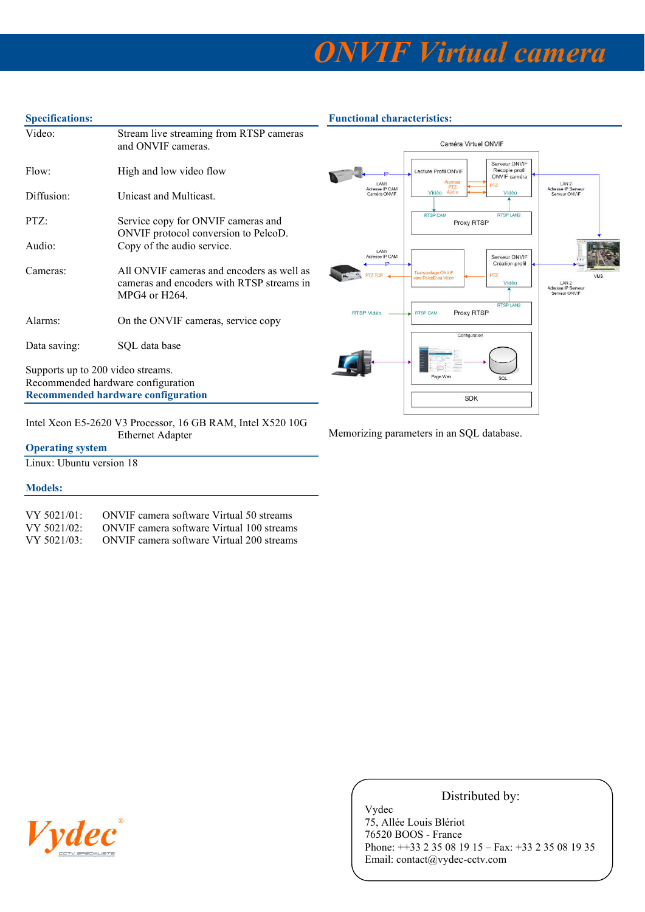# *ONVIF Virtual camera*

## Specifications:

| | |
|---|---|
| Video: | Stream live streaming from RTSP cameras and ONVIF cameras. |
| Flow: | High and low video flow |
| Diffusion: | Unicast and Multicast. |
| PTZ: | Service copy for ONVIF cameras and ONVIF protocol conversion to PelcoD. |
| Audio: | Copy of the audio service. |
| Cameras: | All ONVIF cameras and encoders as well as cameras and encoders with RTSP streams in MPG4 or H264. |
| Alarms: | On the ONVIF cameras, service copy |
| Data saving: | SQL data base |

Supports up to 200 video streams.
Recommended hardware configuration

## Recommended hardware configuration

Intel Xeon E5-2620 V3 Processor, 16 GB RAM, Intel X520 10G Ethernet Adapter

## Operating system

Linux: Ubuntu version 18

## Models:

| | |
|---|---|
| VY 5021/01: | ONVIF camera software Virtual 50 streams |
| VY 5021/02: | ONVIF camera software Virtual 100 streams |
| VY 5021/03: | ONVIF camera software Virtual 200 streams |

## Functional characteristics:

Caméra Virtuel ONVIF

IP
LAN1
Adresse IP CAM
Caméra ONVIF

Lecture Profil ONVIF
Alarmes
PTZ
Vidéo
Audio

Serveur ONVIF
Recopie profil
ONVIF caméra
PTZ
Vidéo

LAN 2
Adresse IP Serveur
Serveur ONVIF

RTSP CAM
Proxy RTSP
RTSP LAN2

LAN1
Adresse IP CAM
IP
PTZ TCP

Transcodage ONVIF vers PelcoD ou Vicon

Serveur ONVIF
Création profil
PTZ
Vidéo

VMS
LAN 2
Adresse IP Serveur
Serveur ONVIF

RTSP Vidéo
RTSP CAM
Proxy RTSP
RTSP LAN2

Configuration
Page Web
SQL

SDK

Memorizing parameters in an SQL database.

Distributed by:

Vydec
75, Allée Louis Blériot
76520 BOOS - France
Phone: ++33 2 35 08 19 15 – Fax: +33 2 35 08 19 35
Email: contact@vydec-cctv.com